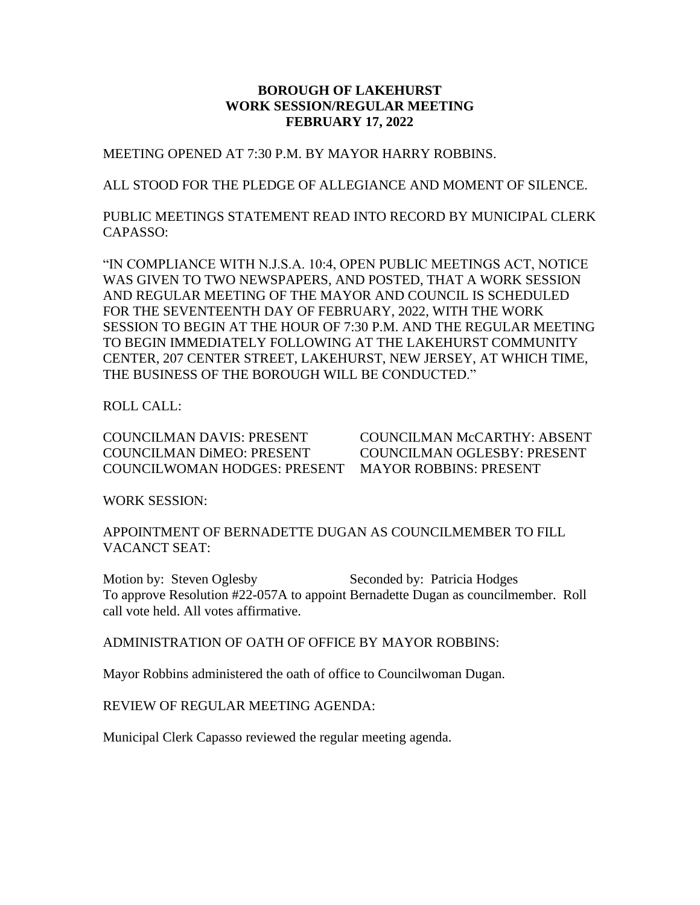**BOROUGH OF LAKEHURST**
**WORK SESSION/REGULAR MEETING**
**FEBRUARY 17, 2022**

MEETING OPENED AT 7:30 P.M. BY MAYOR HARRY ROBBINS.

ALL STOOD FOR THE PLEDGE OF ALLEGIANCE AND MOMENT OF SILENCE.

PUBLIC MEETINGS STATEMENT READ INTO RECORD BY MUNICIPAL CLERK CAPASSO:

"IN COMPLIANCE WITH N.J.S.A. 10:4, OPEN PUBLIC MEETINGS ACT, NOTICE WAS GIVEN TO TWO NEWSPAPERS, AND POSTED, THAT A WORK SESSION AND REGULAR MEETING OF THE MAYOR AND COUNCIL IS SCHEDULED FOR THE SEVENTEENTH DAY OF FEBRUARY, 2022, WITH THE WORK SESSION TO BEGIN AT THE HOUR OF 7:30 P.M. AND THE REGULAR MEETING TO BEGIN IMMEDIATELY FOLLOWING AT THE LAKEHURST COMMUNITY CENTER, 207 CENTER STREET, LAKEHURST, NEW JERSEY, AT WHICH TIME, THE BUSINESS OF THE BOROUGH WILL BE CONDUCTED."

ROLL CALL:

COUNCILMAN DAVIS: PRESENT
COUNCILMAN DiMEO: PRESENT
COUNCILWOMAN HODGES: PRESENT
COUNCILMAN McCARTHY: ABSENT
COUNCILMAN OGLESBY: PRESENT
MAYOR ROBBINS: PRESENT

WORK SESSION:

APPOINTMENT OF BERNADETTE DUGAN AS COUNCILMEMBER TO FILL VACANCT SEAT:

Motion by: Steven Oglesby Seconded by: Patricia Hodges
To approve Resolution #22-057A to appoint Bernadette Dugan as councilmember. Roll call vote held. All votes affirmative.

ADMINISTRATION OF OATH OF OFFICE BY MAYOR ROBBINS:

Mayor Robbins administered the oath of office to Councilwoman Dugan.

REVIEW OF REGULAR MEETING AGENDA:

Municipal Clerk Capasso reviewed the regular meeting agenda.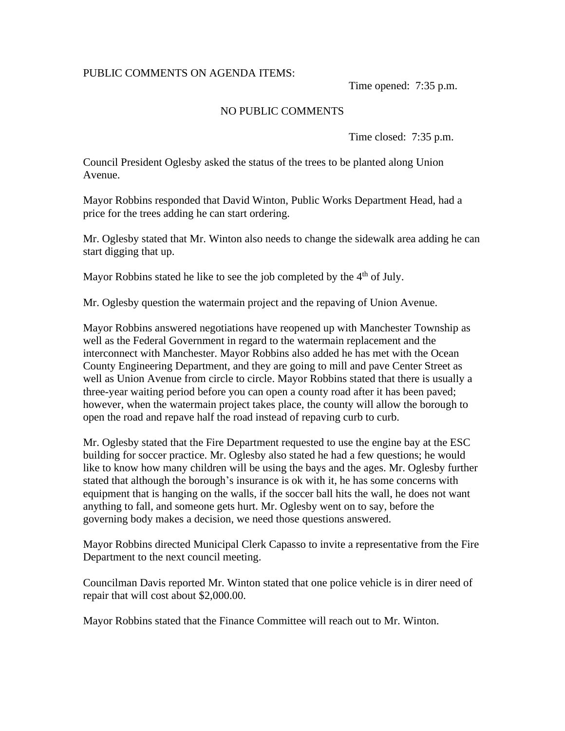PUBLIC COMMENTS ON AGENDA ITEMS:

Time opened: 7:35 p.m.

NO PUBLIC COMMENTS

Time closed: 7:35 p.m.

Council President Oglesby asked the status of the trees to be planted along Union Avenue.

Mayor Robbins responded that David Winton, Public Works Department Head, had a price for the trees adding he can start ordering.

Mr. Oglesby stated that Mr. Winton also needs to change the sidewalk area adding he can start digging that up.

Mayor Robbins stated he like to see the job completed by the 4th of July.

Mr. Oglesby question the watermain project and the repaving of Union Avenue.

Mayor Robbins answered negotiations have reopened up with Manchester Township as well as the Federal Government in regard to the watermain replacement and the interconnect with Manchester. Mayor Robbins also added he has met with the Ocean County Engineering Department, and they are going to mill and pave Center Street as well as Union Avenue from circle to circle. Mayor Robbins stated that there is usually a three-year waiting period before you can open a county road after it has been paved; however, when the watermain project takes place, the county will allow the borough to open the road and repave half the road instead of repaving curb to curb.

Mr. Oglesby stated that the Fire Department requested to use the engine bay at the ESC building for soccer practice. Mr. Oglesby also stated he had a few questions; he would like to know how many children will be using the bays and the ages. Mr. Oglesby further stated that although the borough's insurance is ok with it, he has some concerns with equipment that is hanging on the walls, if the soccer ball hits the wall, he does not want anything to fall, and someone gets hurt. Mr. Oglesby went on to say, before the governing body makes a decision, we need those questions answered.

Mayor Robbins directed Municipal Clerk Capasso to invite a representative from the Fire Department to the next council meeting.

Councilman Davis reported Mr. Winton stated that one police vehicle is in direr need of repair that will cost about $2,000.00.

Mayor Robbins stated that the Finance Committee will reach out to Mr. Winton.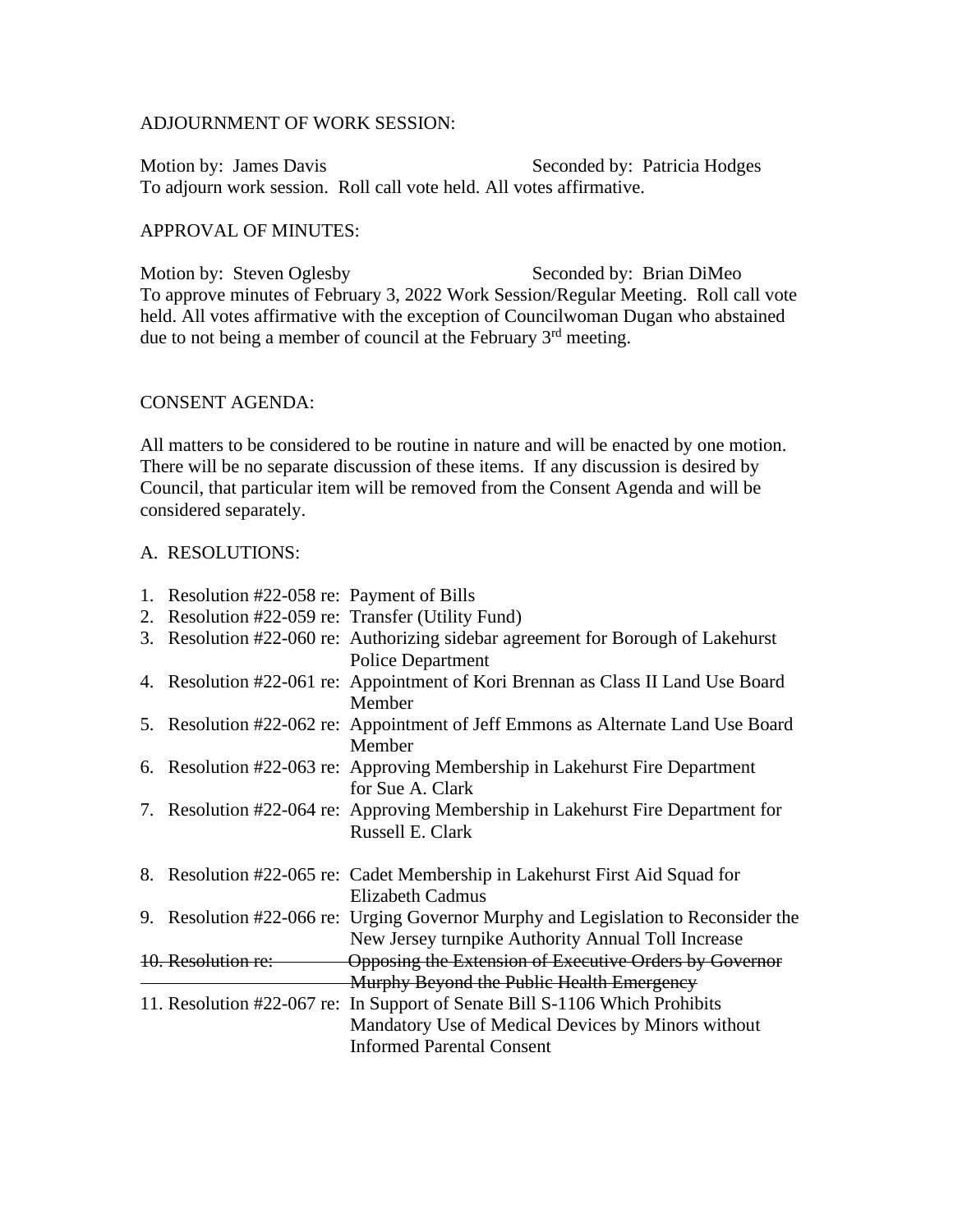ADJOURNMENT OF WORK SESSION:

Motion by: James Davis Seconded by: Patricia Hodges
To adjourn work session. Roll call vote held. All votes affirmative.

APPROVAL OF MINUTES:

Motion by: Steven Oglesby Seconded by: Brian DiMeo
To approve minutes of February 3, 2022 Work Session/Regular Meeting. Roll call vote held. All votes affirmative with the exception of Councilwoman Dugan who abstained due to not being a member of council at the February 3rd meeting.

CONSENT AGENDA:

All matters to be considered to be routine in nature and will be enacted by one motion. There will be no separate discussion of these items. If any discussion is desired by Council, that particular item will be removed from the Consent Agenda and will be considered separately.

A. RESOLUTIONS:

1. Resolution #22-058 re: Payment of Bills
2. Resolution #22-059 re: Transfer (Utility Fund)
3. Resolution #22-060 re: Authorizing sidebar agreement for Borough of Lakehurst Police Department
4. Resolution #22-061 re: Appointment of Kori Brennan as Class II Land Use Board Member
5. Resolution #22-062 re: Appointment of Jeff Emmons as Alternate Land Use Board Member
6. Resolution #22-063 re: Approving Membership in Lakehurst Fire Department for Sue A. Clark
7. Resolution #22-064 re: Approving Membership in Lakehurst Fire Department for Russell E. Clark
8. Resolution #22-065 re: Cadet Membership in Lakehurst First Aid Squad for Elizabeth Cadmus
9. Resolution #22-066 re: Urging Governor Murphy and Legislation to Reconsider the New Jersey turnpike Authority Annual Toll Increase
10. ~~Resolution re: Opposing the Extension of Executive Orders by Governor Murphy Beyond the Public Health Emergency~~
11. Resolution #22-067 re: In Support of Senate Bill S-1106 Which Prohibits Mandatory Use of Medical Devices by Minors without Informed Parental Consent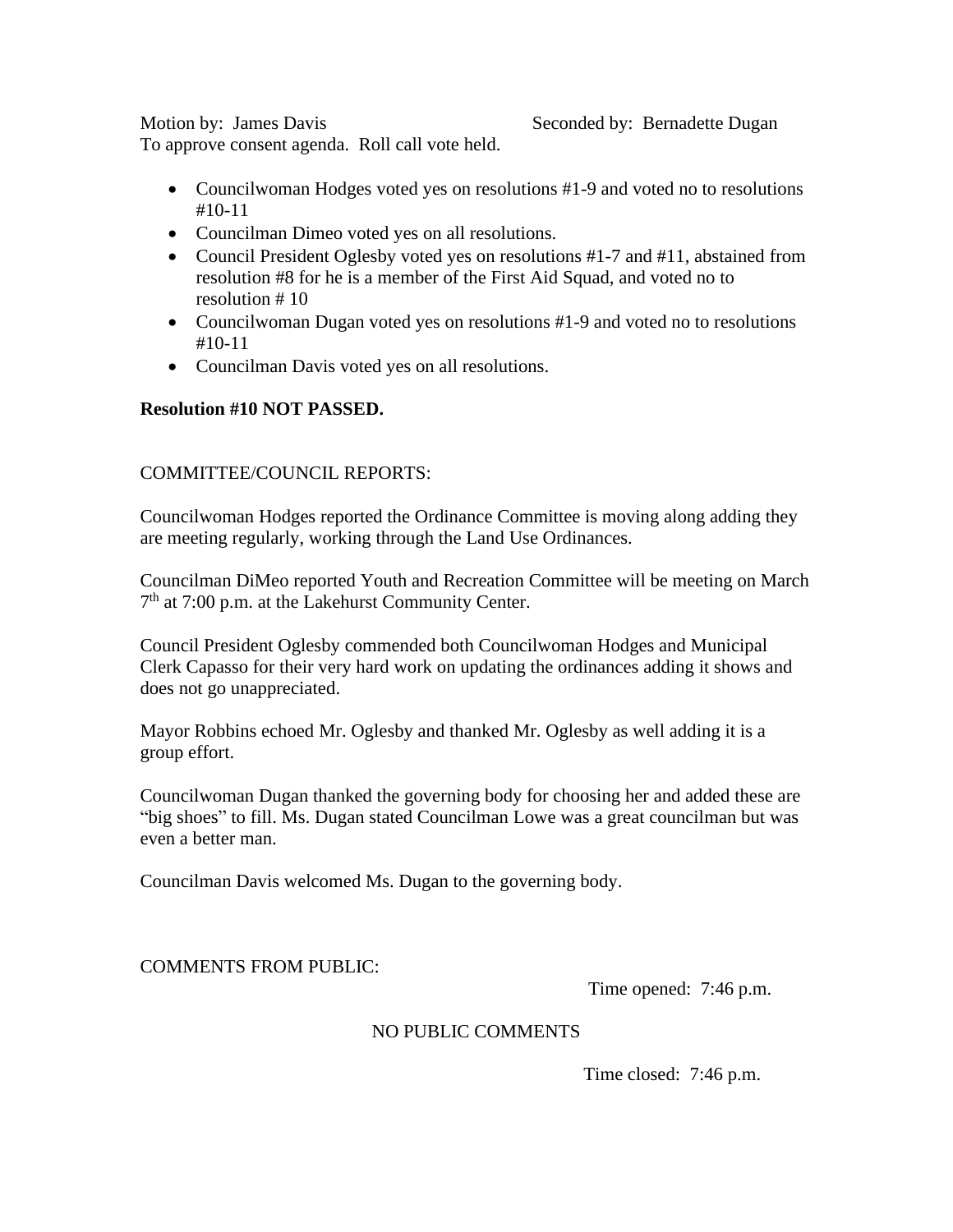Motion by: James Davis Seconded by: Bernadette Dugan
To approve consent agenda. Roll call vote held.

- Councilwoman Hodges voted yes on resolutions #1-9 and voted no to resolutions #10-11
- Councilman Dimeo voted yes on all resolutions.
- Council President Oglesby voted yes on resolutions #1-7 and #11, abstained from resolution #8 for he is a member of the First Aid Squad, and voted no to resolution # 10
- Councilwoman Dugan voted yes on resolutions #1-9 and voted no to resolutions #10-11
- Councilman Davis voted yes on all resolutions.

**Resolution #10 NOT PASSED.**

COMMITTEE/COUNCIL REPORTS:

Councilwoman Hodges reported the Ordinance Committee is moving along adding they are meeting regularly, working through the Land Use Ordinances.

Councilman DiMeo reported Youth and Recreation Committee will be meeting on March 7th at 7:00 p.m. at the Lakehurst Community Center.

Council President Oglesby commended both Councilwoman Hodges and Municipal Clerk Capasso for their very hard work on updating the ordinances adding it shows and does not go unappreciated.

Mayor Robbins echoed Mr. Oglesby and thanked Mr. Oglesby as well adding it is a group effort.

Councilwoman Dugan thanked the governing body for choosing her and added these are "big shoes" to fill. Ms. Dugan stated Councilman Lowe was a great councilman but was even a better man.

Councilman Davis welcomed Ms. Dugan to the governing body.

COMMENTS FROM PUBLIC:

Time opened: 7:46 p.m.

NO PUBLIC COMMENTS

Time closed: 7:46 p.m.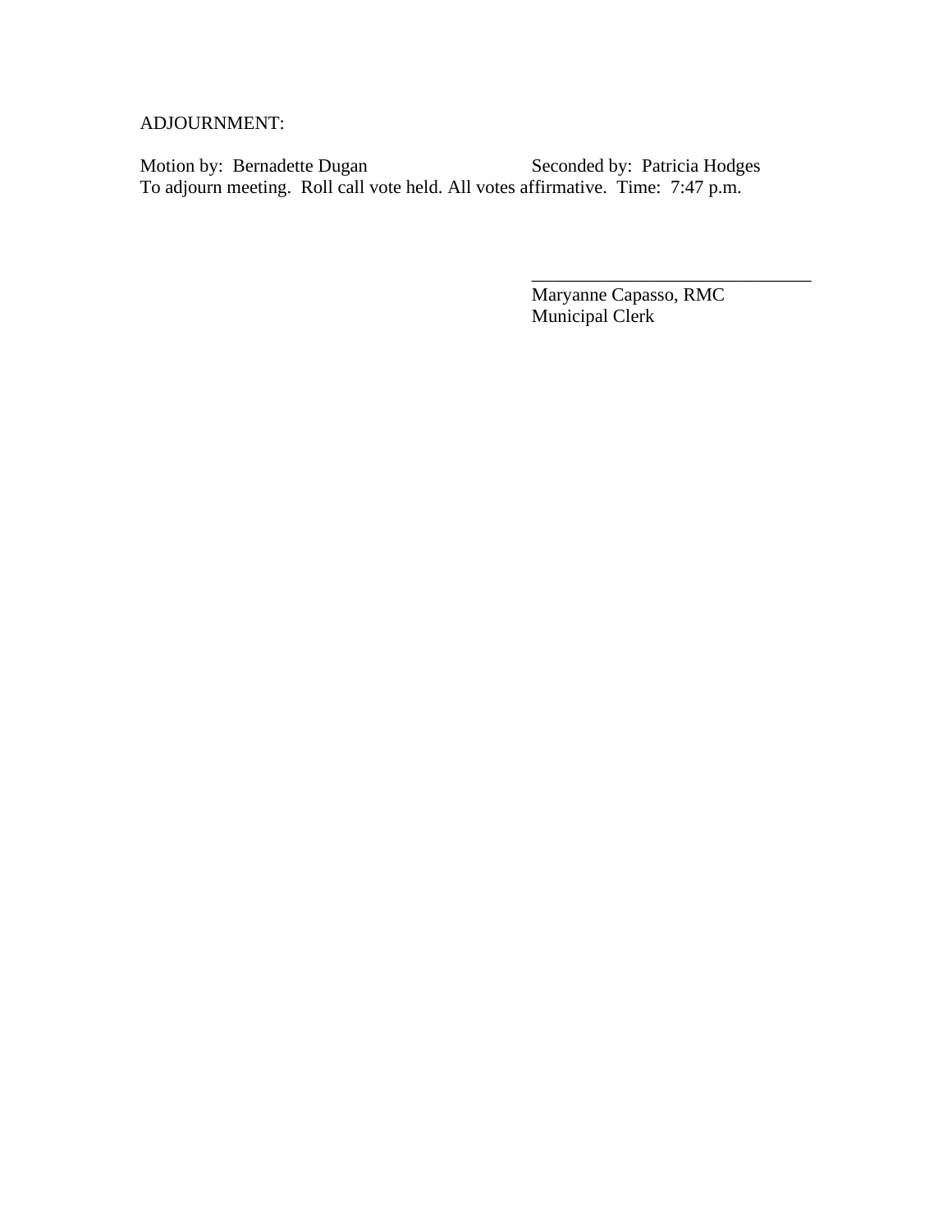ADJOURNMENT:

Motion by: Bernadette Dugan Seconded by: Patricia Hodges
To adjourn meeting. Roll call vote held. All votes affirmative. Time: 7:47 p.m.

\_\_\_\_\_\_\_\_\_\_\_\_\_\_\_\_\_\_\_\_\_\_\_\_\_\_\_\_\_\_\_\_

Maryanne Capasso, RMC
Municipal Clerk